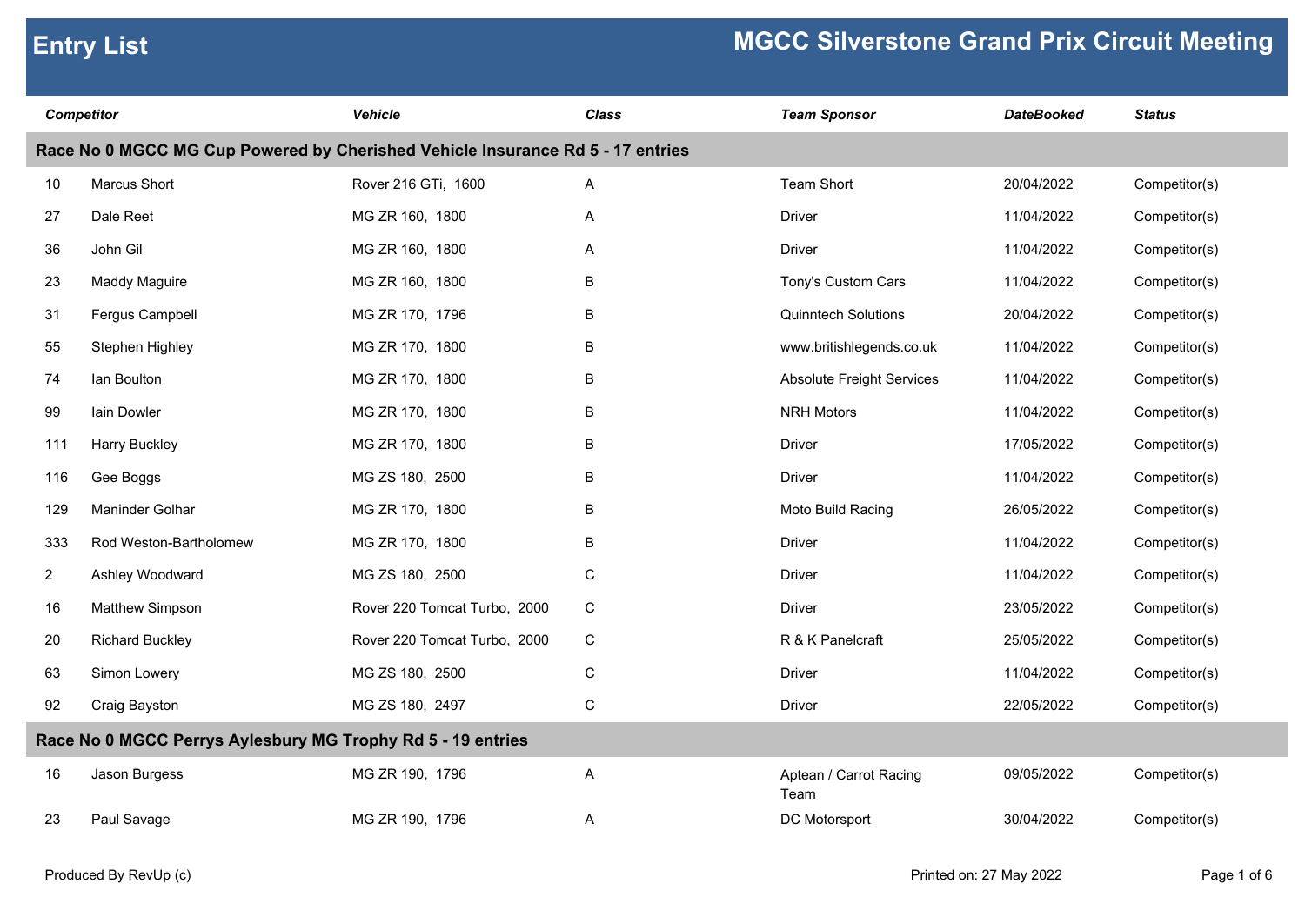# Entry List

## MGCC Silverstone Grand Prix Circuit Meeting

| Competitor | | Vehicle | Class | Team Sponsor | DateBooked | Status |
|---|---|---|---|---|---|---|
| **Race No 0 MGCC MG Cup Powered by Cherished Vehicle Insurance Rd 5 - 17 entries** | | | | | | |
| 10 | Marcus Short | Rover 216 GTi, 1600 | A | Team Short | 20/04/2022 | Competitor(s) |
| 27 | Dale Reet | MG ZR 160, 1800 | A | Driver | 11/04/2022 | Competitor(s) |
| 36 | John Gil | MG ZR 160, 1800 | A | Driver | 11/04/2022 | Competitor(s) |
| 23 | Maddy Maguire | MG ZR 160, 1800 | B | Tony's Custom Cars | 11/04/2022 | Competitor(s) |
| 31 | Fergus Campbell | MG ZR 170, 1796 | B | Quinntech Solutions | 20/04/2022 | Competitor(s) |
| 55 | Stephen Highley | MG ZR 170, 1800 | B | www.britishlegends.co.uk | 11/04/2022 | Competitor(s) |
| 74 | Ian Boulton | MG ZR 170, 1800 | B | Absolute Freight Services | 11/04/2022 | Competitor(s) |
| 99 | Iain Dowler | MG ZR 170, 1800 | B | NRH Motors | 11/04/2022 | Competitor(s) |
| 111 | Harry Buckley | MG ZR 170, 1800 | B | Driver | 17/05/2022 | Competitor(s) |
| 116 | Gee Boggs | MG ZS 180, 2500 | B | Driver | 11/04/2022 | Competitor(s) |
| 129 | Maninder Golhar | MG ZR 170, 1800 | B | Moto Build Racing | 26/05/2022 | Competitor(s) |
| 333 | Rod Weston-Bartholomew | MG ZR 170, 1800 | B | Driver | 11/04/2022 | Competitor(s) |
| 2 | Ashley Woodward | MG ZS 180, 2500 | C | Driver | 11/04/2022 | Competitor(s) |
| 16 | Matthew Simpson | Rover 220 Tomcat Turbo, 2000 | C | Driver | 23/05/2022 | Competitor(s) |
| 20 | Richard Buckley | Rover 220 Tomcat Turbo, 2000 | C | R & K Panelcraft | 25/05/2022 | Competitor(s) |
| 63 | Simon Lowery | MG ZS 180, 2500 | C | Driver | 11/04/2022 | Competitor(s) |
| 92 | Craig Bayston | MG ZS 180, 2497 | C | Driver | 22/05/2022 | Competitor(s) |
| **Race No 0 MGCC Perrys Aylesbury MG Trophy Rd 5 - 19 entries** | | | | | | |
| 16 | Jason Burgess | MG ZR 190, 1796 | A | Aptean / Carrot Racing Team | 09/05/2022 | Competitor(s) |
| 23 | Paul Savage | MG ZR 190, 1796 | A | DC Motorsport | 30/04/2022 | Competitor(s) |

Produced By RevUp (c)

Printed on: 27 May 2022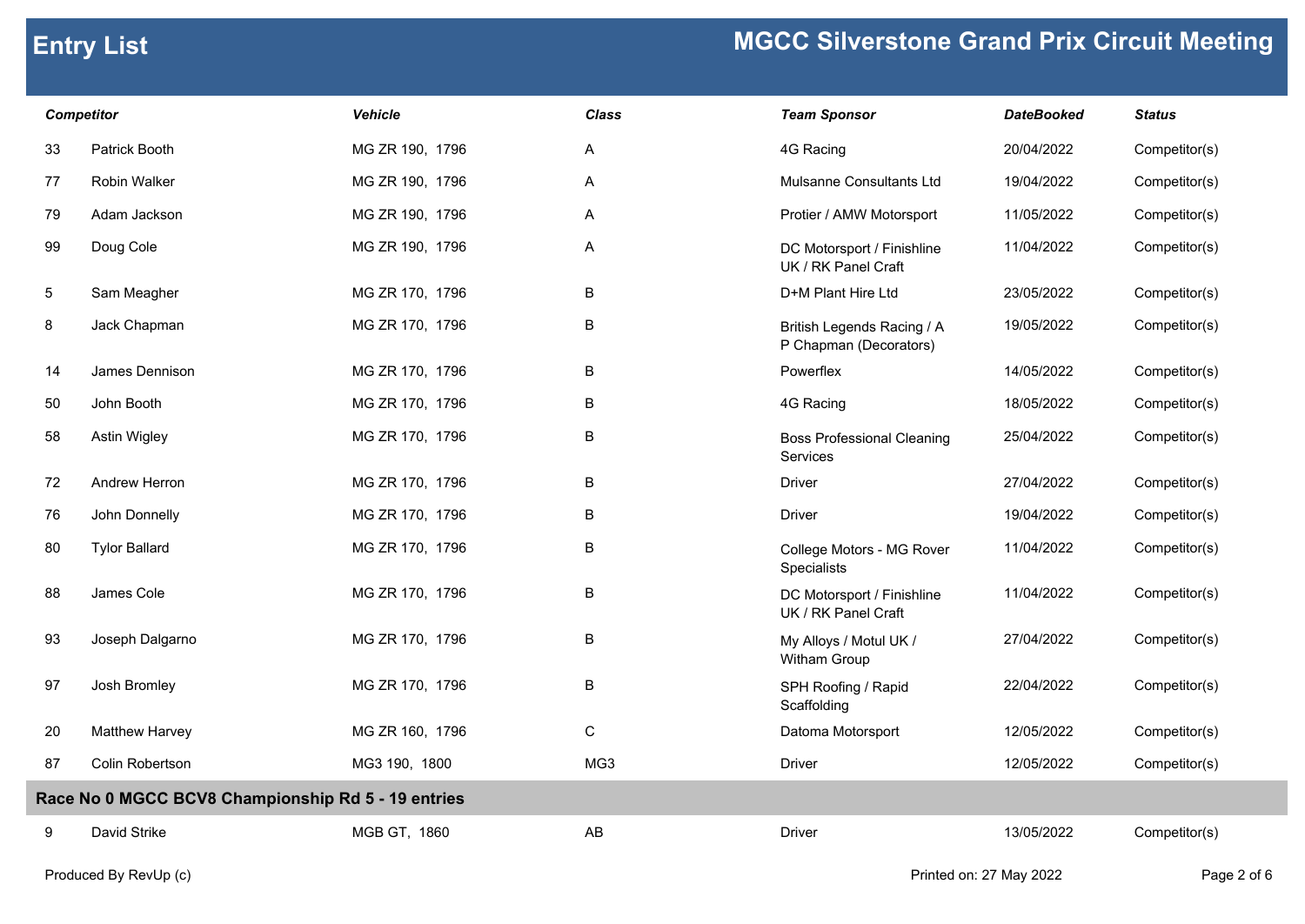# Entry List

## MGCC Silverstone Grand Prix Circuit Meeting

| Competitor | | Vehicle | Class | Team Sponsor | DateBooked | Status |
|---|---|---|---|---|---|---|
| 33 | Patrick Booth | MG ZR 190, 1796 | A | 4G Racing | 20/04/2022 | Competitor(s) |
| 77 | Robin Walker | MG ZR 190, 1796 | A | Mulsanne Consultants Ltd | 19/04/2022 | Competitor(s) |
| 79 | Adam Jackson | MG ZR 190, 1796 | A | Protier / AMW Motorsport | 11/05/2022 | Competitor(s) |
| 99 | Doug Cole | MG ZR 190, 1796 | A | DC Motorsport / Finishline UK / RK Panel Craft | 11/04/2022 | Competitor(s) |
| 5 | Sam Meagher | MG ZR 170, 1796 | B | D+M Plant Hire Ltd | 23/05/2022 | Competitor(s) |
| 8 | Jack Chapman | MG ZR 170, 1796 | B | British Legends Racing / A P Chapman (Decorators) | 19/05/2022 | Competitor(s) |
| 14 | James Dennison | MG ZR 170, 1796 | B | Powerflex | 14/05/2022 | Competitor(s) |
| 50 | John Booth | MG ZR 170, 1796 | B | 4G Racing | 18/05/2022 | Competitor(s) |
| 58 | Astin Wigley | MG ZR 170, 1796 | B | Boss Professional Cleaning Services | 25/04/2022 | Competitor(s) |
| 72 | Andrew Herron | MG ZR 170, 1796 | B | Driver | 27/04/2022 | Competitor(s) |
| 76 | John Donnelly | MG ZR 170, 1796 | B | Driver | 19/04/2022 | Competitor(s) |
| 80 | Tylor Ballard | MG ZR 170, 1796 | B | College Motors - MG Rover Specialists | 11/04/2022 | Competitor(s) |
| 88 | James Cole | MG ZR 170, 1796 | B | DC Motorsport / Finishline UK / RK Panel Craft | 11/04/2022 | Competitor(s) |
| 93 | Joseph Dalgarno | MG ZR 170, 1796 | B | My Alloys / Motul UK / Witham Group | 27/04/2022 | Competitor(s) |
| 97 | Josh Bromley | MG ZR 170, 1796 | B | SPH Roofing / Rapid Scaffolding | 22/04/2022 | Competitor(s) |
| 20 | Matthew Harvey | MG ZR 160, 1796 | C | Datoma Motorsport | 12/05/2022 | Competitor(s) |
| 87 | Colin Robertson | MG3 190, 1800 | MG3 | Driver | 12/05/2022 | Competitor(s) |
| **Race No 0 MGCC BCV8 Championship Rd 5 - 19 entries** | | | | | | |
| 9 | David Strike | MGB GT, 1860 | AB | Driver | 13/05/2022 | Competitor(s) |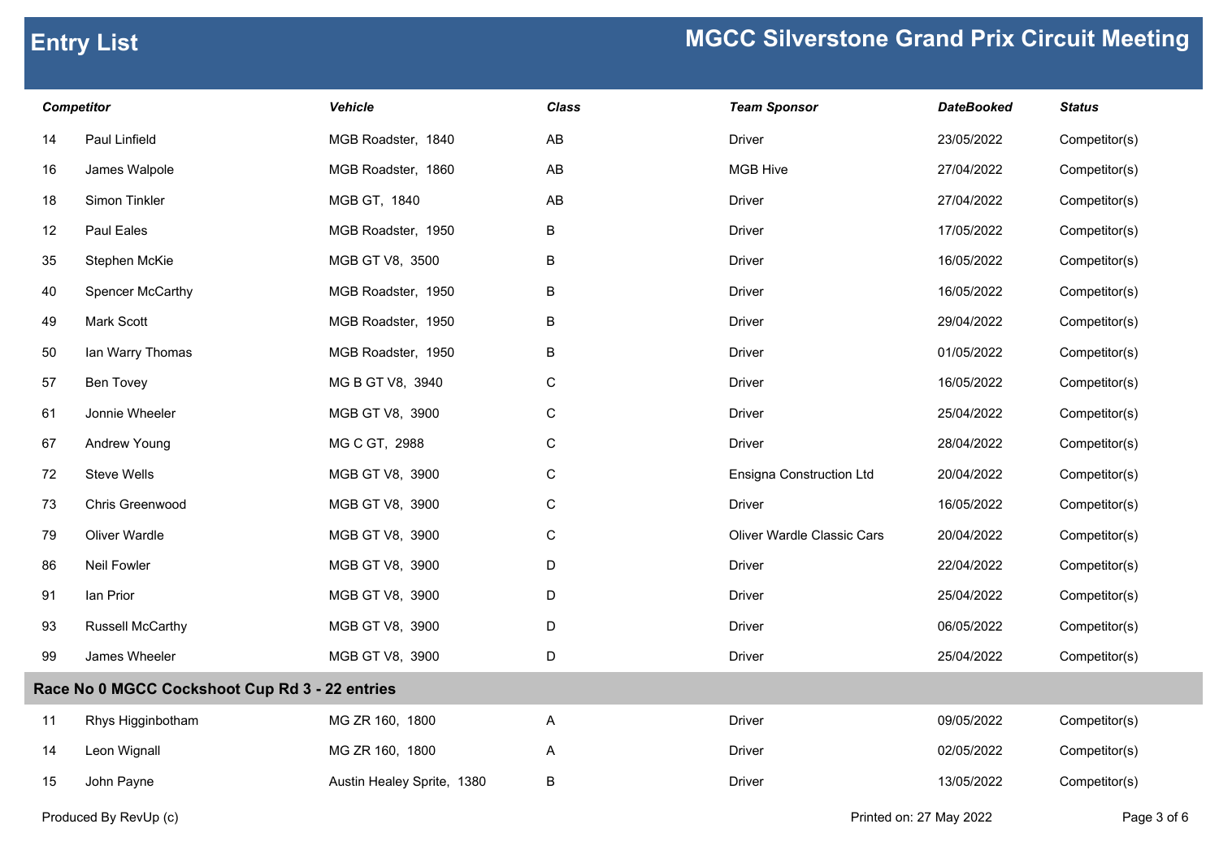# Entry List

## MGCC Silverstone Grand Prix Circuit Meeting

| Competitor | | Vehicle | Class | Team Sponsor | DateBooked | Status |
|---|---|---|---|---|---|---|
| 14 | Paul Linfield | MGB Roadster, 1840 | AB | Driver | 23/05/2022 | Competitor(s) |
| 16 | James Walpole | MGB Roadster, 1860 | AB | MGB Hive | 27/04/2022 | Competitor(s) |
| 18 | Simon Tinkler | MGB GT, 1840 | AB | Driver | 27/04/2022 | Competitor(s) |
| 12 | Paul Eales | MGB Roadster, 1950 | B | Driver | 17/05/2022 | Competitor(s) |
| 35 | Stephen McKie | MGB GT V8, 3500 | B | Driver | 16/05/2022 | Competitor(s) |
| 40 | Spencer McCarthy | MGB Roadster, 1950 | B | Driver | 16/05/2022 | Competitor(s) |
| 49 | Mark Scott | MGB Roadster, 1950 | B | Driver | 29/04/2022 | Competitor(s) |
| 50 | Ian Warry Thomas | MGB Roadster, 1950 | B | Driver | 01/05/2022 | Competitor(s) |
| 57 | Ben Tovey | MG B GT V8, 3940 | C | Driver | 16/05/2022 | Competitor(s) |
| 61 | Jonnie Wheeler | MGB GT V8, 3900 | C | Driver | 25/04/2022 | Competitor(s) |
| 67 | Andrew Young | MG C GT, 2988 | C | Driver | 28/04/2022 | Competitor(s) |
| 72 | Steve Wells | MGB GT V8, 3900 | C | Ensigna Construction Ltd | 20/04/2022 | Competitor(s) |
| 73 | Chris Greenwood | MGB GT V8, 3900 | C | Driver | 16/05/2022 | Competitor(s) |
| 79 | Oliver Wardle | MGB GT V8, 3900 | C | Oliver Wardle Classic Cars | 20/04/2022 | Competitor(s) |
| 86 | Neil Fowler | MGB GT V8, 3900 | D | Driver | 22/04/2022 | Competitor(s) |
| 91 | Ian Prior | MGB GT V8, 3900 | D | Driver | 25/04/2022 | Competitor(s) |
| 93 | Russell McCarthy | MGB GT V8, 3900 | D | Driver | 06/05/2022 | Competitor(s) |
| 99 | James Wheeler | MGB GT V8, 3900 | D | Driver | 25/04/2022 | Competitor(s) |

**Race No 0 MGCC Cockshoot Cup Rd 3 - 22 entries**

| Competitor | | Vehicle | Class | Team Sponsor | DateBooked | Status |
|---|---|---|---|---|---|---|
| 11 | Rhys Higginbotham | MG ZR 160, 1800 | A | Driver | 09/05/2022 | Competitor(s) |
| 14 | Leon Wignall | MG ZR 160, 1800 | A | Driver | 02/05/2022 | Competitor(s) |
| 15 | John Payne | Austin Healey Sprite, 1380 | B | Driver | 13/05/2022 | Competitor(s) |

Produced By RevUp (c)

Printed on: 27 May 2022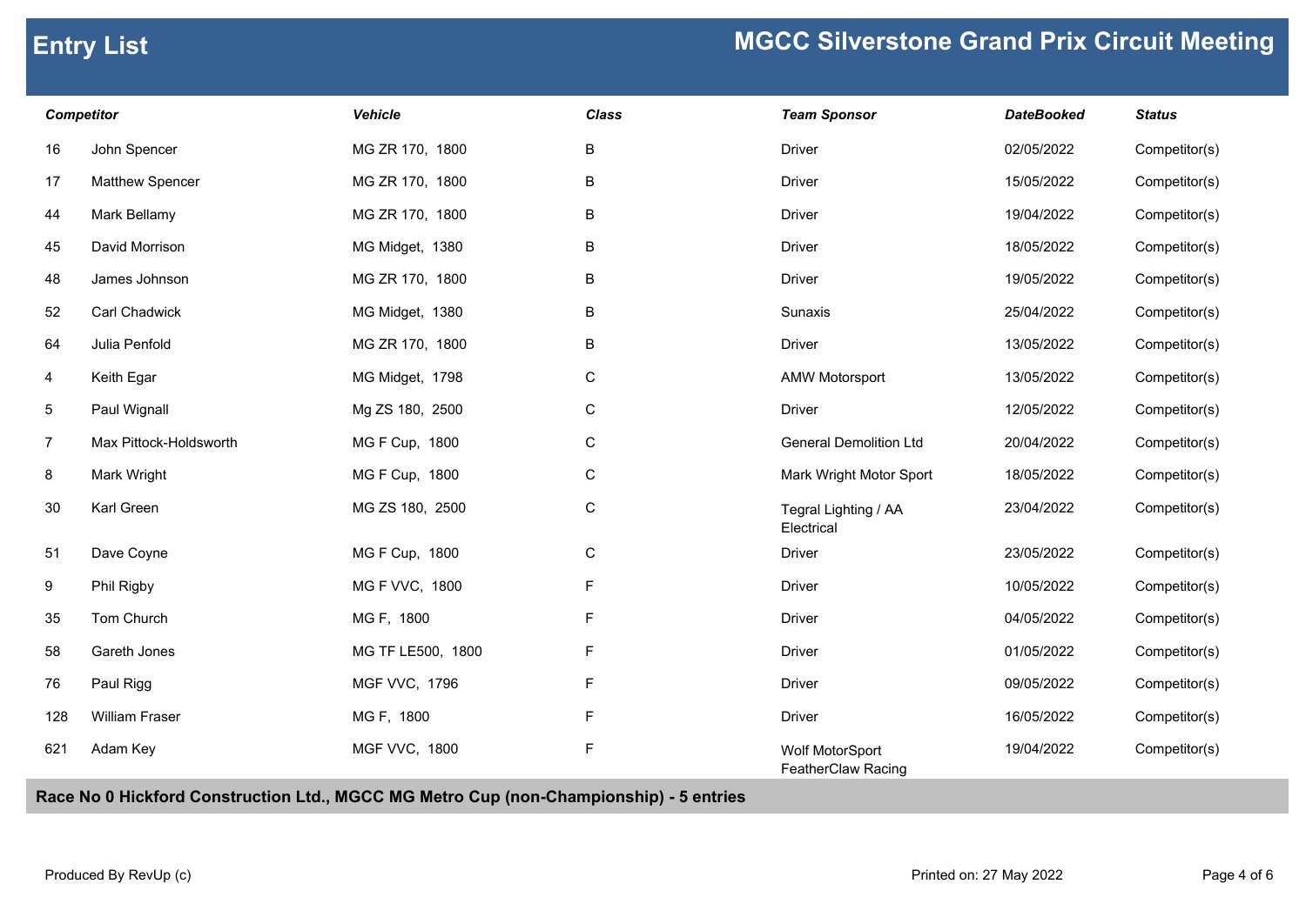## Entry List

## MGCC Silverstone Grand Prix Circuit Meeting

| Competitor | | Vehicle | Class | Team Sponsor | DateBooked | Status |
|---|---|---|---|---|---|---|
| 16 | John Spencer | MG ZR 170, 1800 | B | Driver | 02/05/2022 | Competitor(s) |
| 17 | Matthew Spencer | MG ZR 170, 1800 | B | Driver | 15/05/2022 | Competitor(s) |
| 44 | Mark Bellamy | MG ZR 170, 1800 | B | Driver | 19/04/2022 | Competitor(s) |
| 45 | David Morrison | MG Midget, 1380 | B | Driver | 18/05/2022 | Competitor(s) |
| 48 | James Johnson | MG ZR 170, 1800 | B | Driver | 19/05/2022 | Competitor(s) |
| 52 | Carl Chadwick | MG Midget, 1380 | B | Sunaxis | 25/04/2022 | Competitor(s) |
| 64 | Julia Penfold | MG ZR 170, 1800 | B | Driver | 13/05/2022 | Competitor(s) |
| 4 | Keith Egar | MG Midget, 1798 | C | AMW Motorsport | 13/05/2022 | Competitor(s) |
| 5 | Paul Wignall | Mg ZS 180, 2500 | C | Driver | 12/05/2022 | Competitor(s) |
| 7 | Max Pittock-Holdsworth | MG F Cup, 1800 | C | General Demolition Ltd | 20/04/2022 | Competitor(s) |
| 8 | Mark Wright | MG F Cup, 1800 | C | Mark Wright Motor Sport | 18/05/2022 | Competitor(s) |
| 30 | Karl Green | MG ZS 180, 2500 | C | Tegral Lighting / AA Electrical | 23/04/2022 | Competitor(s) |
| 51 | Dave Coyne | MG F Cup, 1800 | C | Driver | 23/05/2022 | Competitor(s) |
| 9 | Phil Rigby | MG F VVC, 1800 | F | Driver | 10/05/2022 | Competitor(s) |
| 35 | Tom Church | MG F, 1800 | F | Driver | 04/05/2022 | Competitor(s) |
| 58 | Gareth Jones | MG TF LE500, 1800 | F | Driver | 01/05/2022 | Competitor(s) |
| 76 | Paul Rigg | MGF VVC, 1796 | F | Driver | 09/05/2022 | Competitor(s) |
| 128 | William Fraser | MG F, 1800 | F | Driver | 16/05/2022 | Competitor(s) |
| 621 | Adam Key | MGF VVC, 1800 | F | Wolf MotorSport FeatherClaw Racing | 19/04/2022 | Competitor(s) |

**Race No 0 Hickford Construction Ltd., MGCC MG Metro Cup (non-Championship) - 5 entries**

Produced By RevUp (c)

Printed on: 27 May 2022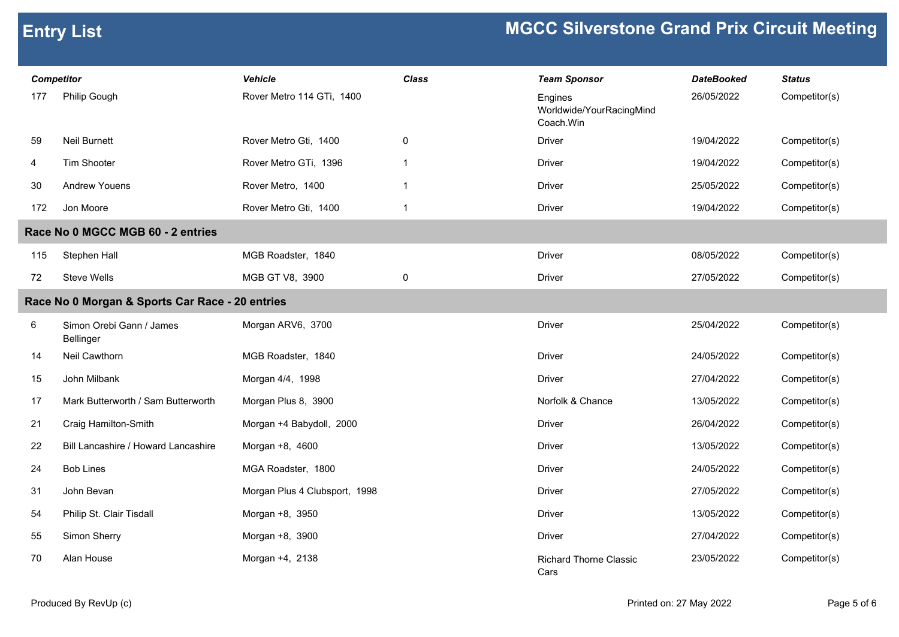# Entry List

## MGCC Silverstone Grand Prix Circuit Meeting

| Competitor | | Vehicle | Class | Team Sponsor | DateBooked | Status |
|---|---|---|---|---|---|---|
| 177 | Philip Gough | Rover Metro 114 GTi, 1400 | | Engines Worldwide/YourRacingMind Coach.Win | 26/05/2022 | Competitor(s) |
| 59 | Neil Burnett | Rover Metro Gti, 1400 | 0 | Driver | 19/04/2022 | Competitor(s) |
| 4 | Tim Shooter | Rover Metro GTi, 1396 | 1 | Driver | 19/04/2022 | Competitor(s) |
| 30 | Andrew Youens | Rover Metro, 1400 | 1 | Driver | 25/05/2022 | Competitor(s) |
| 172 | Jon Moore | Rover Metro Gti, 1400 | 1 | Driver | 19/04/2022 | Competitor(s) |
| **Race No 0 MGCC MGB 60 - 2 entries** | | | | | | |
| 115 | Stephen Hall | MGB Roadster, 1840 | | Driver | 08/05/2022 | Competitor(s) |
| 72 | Steve Wells | MGB GT V8, 3900 | 0 | Driver | 27/05/2022 | Competitor(s) |
| **Race No 0 Morgan & Sports Car Race - 20 entries** | | | | | | |
| 6 | Simon Orebi Gann / James Bellinger | Morgan ARV6, 3700 | | Driver | 25/04/2022 | Competitor(s) |
| 14 | Neil Cawthorn | MGB Roadster, 1840 | | Driver | 24/05/2022 | Competitor(s) |
| 15 | John Milbank | Morgan 4/4, 1998 | | Driver | 27/04/2022 | Competitor(s) |
| 17 | Mark Butterworth / Sam Butterworth | Morgan Plus 8, 3900 | | Norfolk & Chance | 13/05/2022 | Competitor(s) |
| 21 | Craig Hamilton-Smith | Morgan +4 Babydoll, 2000 | | Driver | 26/04/2022 | Competitor(s) |
| 22 | Bill Lancashire / Howard Lancashire | Morgan +8, 4600 | | Driver | 13/05/2022 | Competitor(s) |
| 24 | Bob Lines | MGA Roadster, 1800 | | Driver | 24/05/2022 | Competitor(s) |
| 31 | John Bevan | Morgan Plus 4 Clubsport, 1998 | | Driver | 27/05/2022 | Competitor(s) |
| 54 | Philip St. Clair Tisdall | Morgan +8, 3950 | | Driver | 13/05/2022 | Competitor(s) |
| 55 | Simon Sherry | Morgan +8, 3900 | | Driver | 27/04/2022 | Competitor(s) |
| 70 | Alan House | Morgan +4, 2138 | | Richard Thorne Classic Cars | 23/05/2022 | Competitor(s) |

Produced By RevUp (c) Printed on: 27 May 2022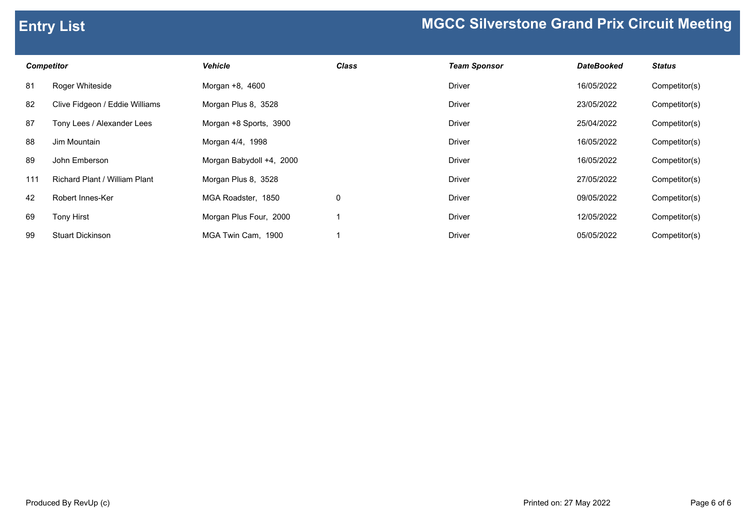# Entry List

## MGCC Silverstone Grand Prix Circuit Meeting

| Competitor | | Vehicle | Class | Team Sponsor | DateBooked | Status |
|---|---|---|---|---|---|---|
| 81 | Roger Whiteside | Morgan +8, 4600 | | Driver | 16/05/2022 | Competitor(s) |
| 82 | Clive Fidgeon / Eddie Williams | Morgan Plus 8, 3528 | | Driver | 23/05/2022 | Competitor(s) |
| 87 | Tony Lees / Alexander Lees | Morgan +8 Sports, 3900 | | Driver | 25/04/2022 | Competitor(s) |
| 88 | Jim Mountain | Morgan 4/4, 1998 | | Driver | 16/05/2022 | Competitor(s) |
| 89 | John Emberson | Morgan Babydoll +4, 2000 | | Driver | 16/05/2022 | Competitor(s) |
| 111 | Richard Plant / William Plant | Morgan Plus 8, 3528 | | Driver | 27/05/2022 | Competitor(s) |
| 42 | Robert Innes-Ker | MGA Roadster, 1850 | 0 | Driver | 09/05/2022 | Competitor(s) |
| 69 | Tony Hirst | Morgan Plus Four, 2000 | 1 | Driver | 12/05/2022 | Competitor(s) |
| 99 | Stuart Dickinson | MGA Twin Cam, 1900 | 1 | Driver | 05/05/2022 | Competitor(s) |

Produced By RevUp (c)

Printed on: 27 May 2022